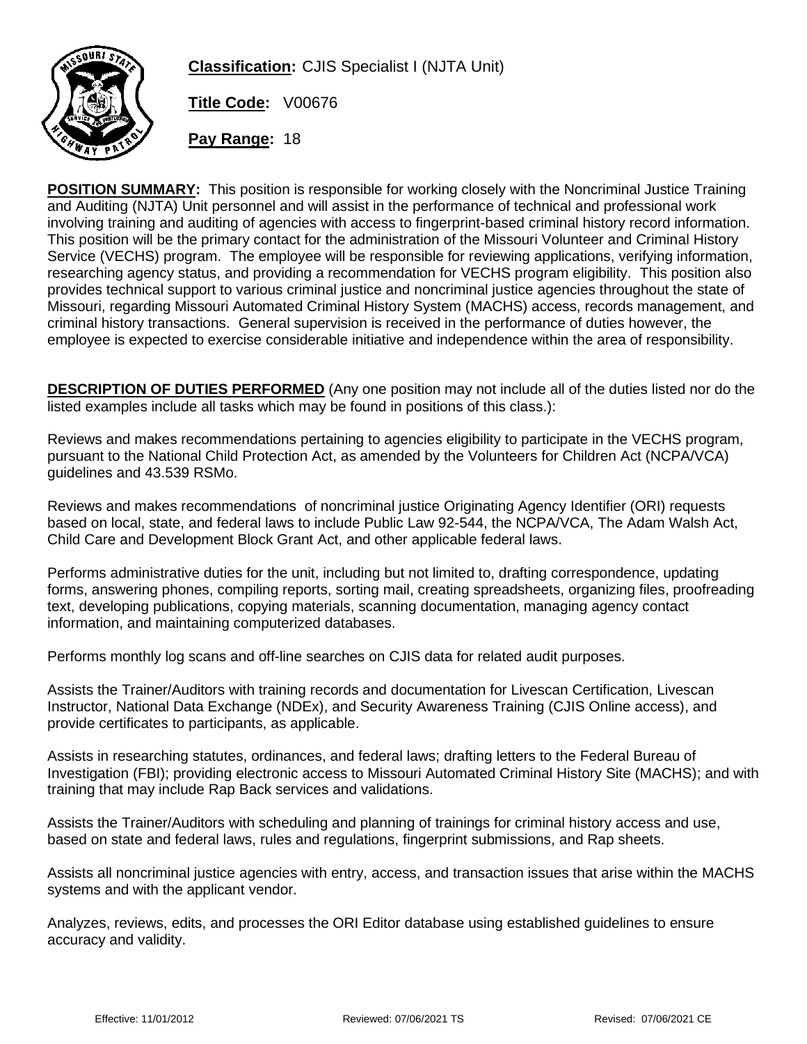**Classification:** CJIS Specialist I (NJTA Unit)

**Title Code:** V00676

**Pay Range:** 18

**POSITION SUMMARY:** This position is responsible for working closely with the Noncriminal Justice Training and Auditing (NJTA) Unit personnel and will assist in the performance of technical and professional work involving training and auditing of agencies with access to fingerprint-based criminal history record information. This position will be the primary contact for the administration of the Missouri Volunteer and Criminal History Service (VECHS) program. The employee will be responsible for reviewing applications, verifying information, researching agency status, and providing a recommendation for VECHS program eligibility. This position also provides technical support to various criminal justice and noncriminal justice agencies throughout the state of Missouri, regarding Missouri Automated Criminal History System (MACHS) access, records management, and criminal history transactions. General supervision is received in the performance of duties however, the employee is expected to exercise considerable initiative and independence within the area of responsibility.

**DESCRIPTION OF DUTIES PERFORMED** (Any one position may not include all of the duties listed nor do the listed examples include all tasks which may be found in positions of this class.):

Reviews and makes recommendations pertaining to agencies eligibility to participate in the VECHS program, pursuant to the National Child Protection Act, as amended by the Volunteers for Children Act (NCPA/VCA) guidelines and 43.539 RSMo.

Reviews and makes recommendations of noncriminal justice Originating Agency Identifier (ORI) requests based on local, state, and federal laws to include Public Law 92-544, the NCPA/VCA, The Adam Walsh Act, Child Care and Development Block Grant Act, and other applicable federal laws.

Performs administrative duties for the unit, including but not limited to, drafting correspondence, updating forms, answering phones, compiling reports, sorting mail, creating spreadsheets, organizing files, proofreading text, developing publications, copying materials, scanning documentation, managing agency contact information, and maintaining computerized databases.

Performs monthly log scans and off-line searches on CJIS data for related audit purposes.

Assists the Trainer/Auditors with training records and documentation for Livescan Certification, Livescan Instructor, National Data Exchange (NDEx), and Security Awareness Training (CJIS Online access), and provide certificates to participants, as applicable.

Assists in researching statutes, ordinances, and federal laws; drafting letters to the Federal Bureau of Investigation (FBI); providing electronic access to Missouri Automated Criminal History Site (MACHS); and with training that may include Rap Back services and validations.

Assists the Trainer/Auditors with scheduling and planning of trainings for criminal history access and use, based on state and federal laws, rules and regulations, fingerprint submissions, and Rap sheets.

Assists all noncriminal justice agencies with entry, access, and transaction issues that arise within the MACHS systems and with the applicant vendor.

Analyzes, reviews, edits, and processes the ORI Editor database using established guidelines to ensure accuracy and validity.

Effective: 11/01/2012 Reviewed: 07/06/2021 TS Revised: 07/06/2021 CE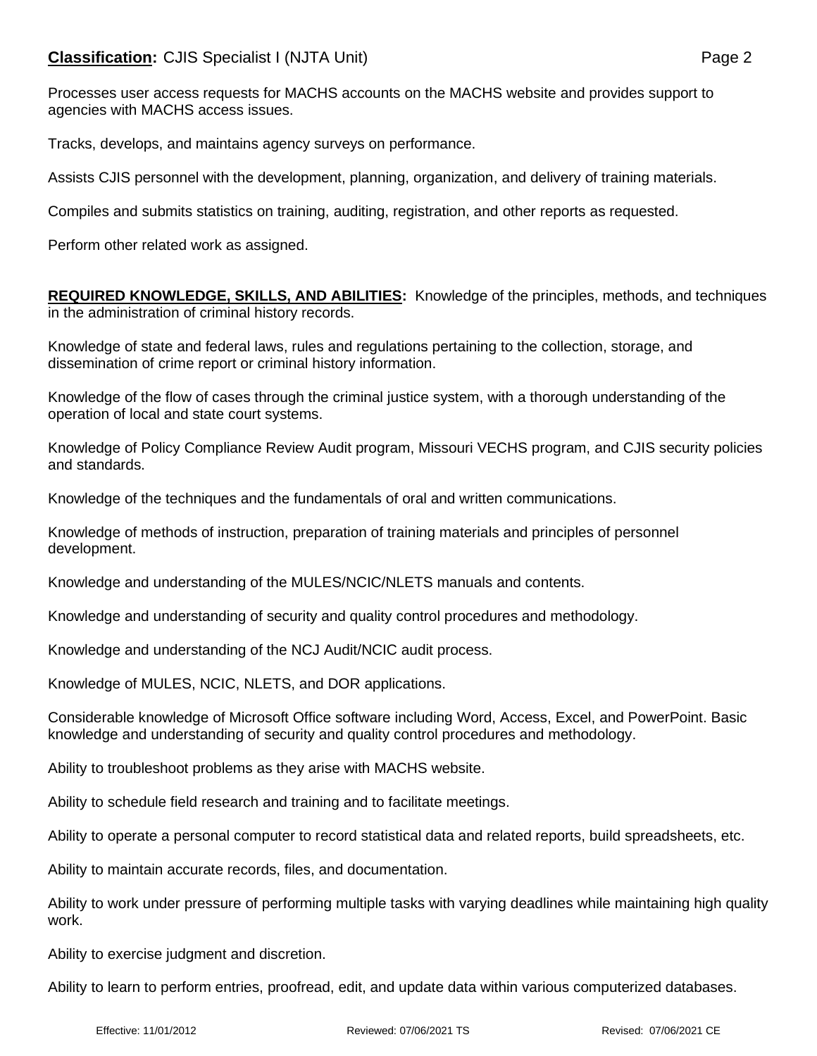Processes user access requests for MACHS accounts on the MACHS website and provides support to agencies with MACHS access issues.

Tracks, develops, and maintains agency surveys on performance.

Assists CJIS personnel with the development, planning, organization, and delivery of training materials.

Compiles and submits statistics on training, auditing, registration, and other reports as requested.

Perform other related work as assigned.

**REQUIRED KNOWLEDGE, SKILLS, AND ABILITIES:** Knowledge of the principles, methods, and techniques in the administration of criminal history records.

Knowledge of state and federal laws, rules and regulations pertaining to the collection, storage, and dissemination of crime report or criminal history information.

Knowledge of the flow of cases through the criminal justice system, with a thorough understanding of the operation of local and state court systems.

Knowledge of Policy Compliance Review Audit program, Missouri VECHS program, and CJIS security policies and standards.

Knowledge of the techniques and the fundamentals of oral and written communications.

Knowledge of methods of instruction, preparation of training materials and principles of personnel development.

Knowledge and understanding of the MULES/NCIC/NLETS manuals and contents.

Knowledge and understanding of security and quality control procedures and methodology.

Knowledge and understanding of the NCJ Audit/NCIC audit process.

Knowledge of MULES, NCIC, NLETS, and DOR applications.

Considerable knowledge of Microsoft Office software including Word, Access, Excel, and PowerPoint. Basic knowledge and understanding of security and quality control procedures and methodology.

Ability to troubleshoot problems as they arise with MACHS website.

Ability to schedule field research and training and to facilitate meetings.

Ability to operate a personal computer to record statistical data and related reports, build spreadsheets, etc.

Ability to maintain accurate records, files, and documentation.

Ability to work under pressure of performing multiple tasks with varying deadlines while maintaining high quality work.

Ability to exercise judgment and discretion.

Ability to learn to perform entries, proofread, edit, and update data within various computerized databases.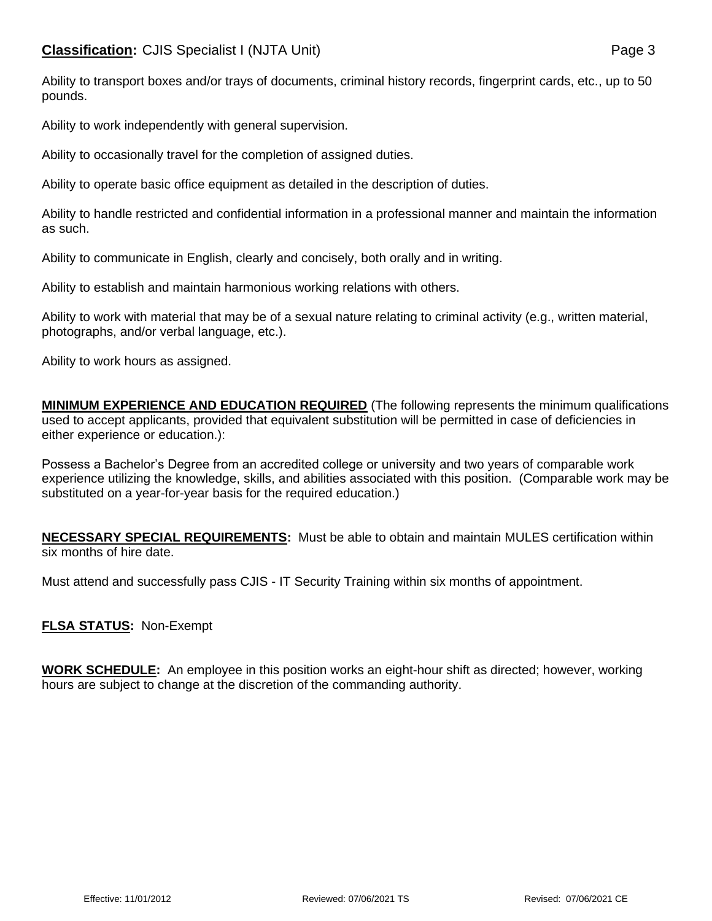Ability to transport boxes and/or trays of documents, criminal history records, fingerprint cards, etc., up to 50 pounds.

Ability to work independently with general supervision.

Ability to occasionally travel for the completion of assigned duties.

Ability to operate basic office equipment as detailed in the description of duties.

Ability to handle restricted and confidential information in a professional manner and maintain the information as such.

Ability to communicate in English, clearly and concisely, both orally and in writing.

Ability to establish and maintain harmonious working relations with others.

Ability to work with material that may be of a sexual nature relating to criminal activity (e.g., written material, photographs, and/or verbal language, etc.).

Ability to work hours as assigned.

**MINIMUM EXPERIENCE AND EDUCATION REQUIRED** (The following represents the minimum qualifications used to accept applicants, provided that equivalent substitution will be permitted in case of deficiencies in either experience or education.):

Possess a Bachelor's Degree from an accredited college or university and two years of comparable work experience utilizing the knowledge, skills, and abilities associated with this position. (Comparable work may be substituted on a year-for-year basis for the required education.)

**NECESSARY SPECIAL REQUIREMENTS:** Must be able to obtain and maintain MULES certification within six months of hire date.

Must attend and successfully pass CJIS - IT Security Training within six months of appointment.

**FLSA STATUS:** Non-Exempt

**WORK SCHEDULE:** An employee in this position works an eight-hour shift as directed; however, working hours are subject to change at the discretion of the commanding authority.